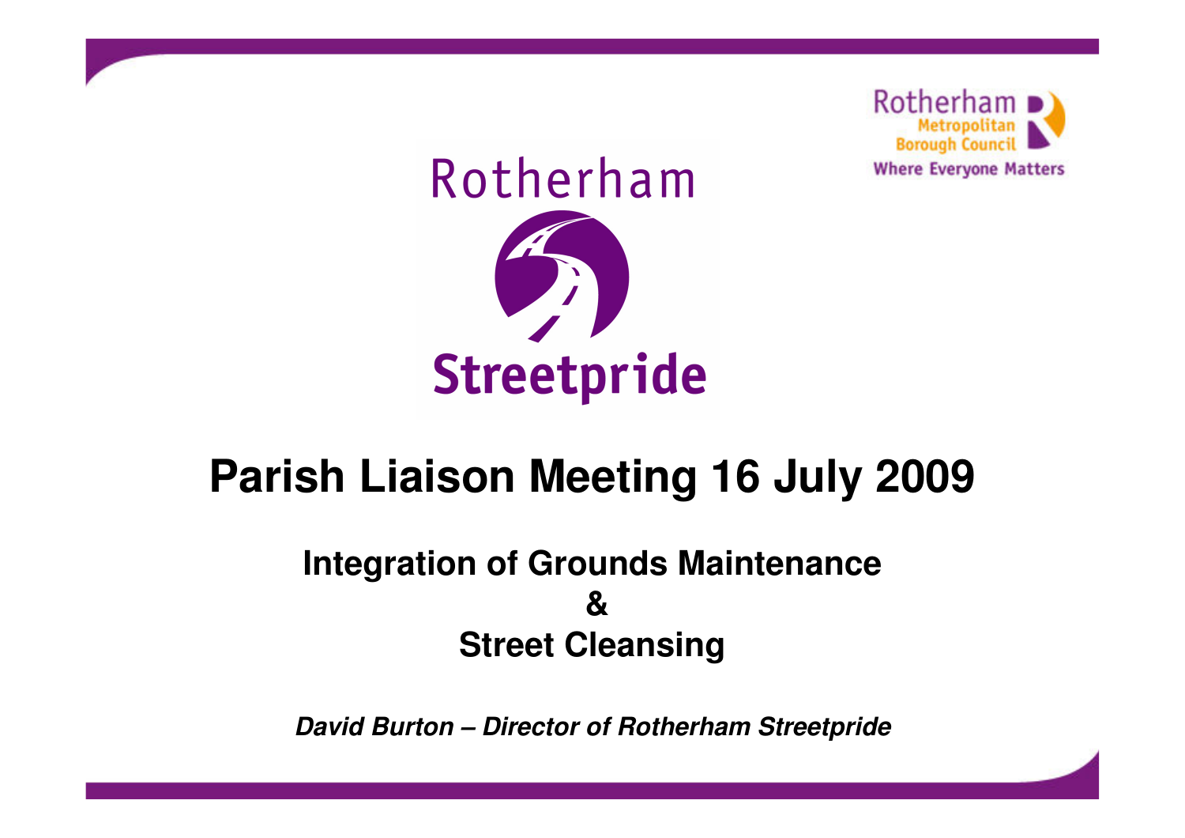Rotherham Metropolitan Borough Council
Where Everyone Matters

Rotherham Streetpride

# Parish Liaison Meeting 16 July 2009

## Integration of Grounds Maintenance & Street Cleansing

***David Burton – Director of Rotherham Streetpride***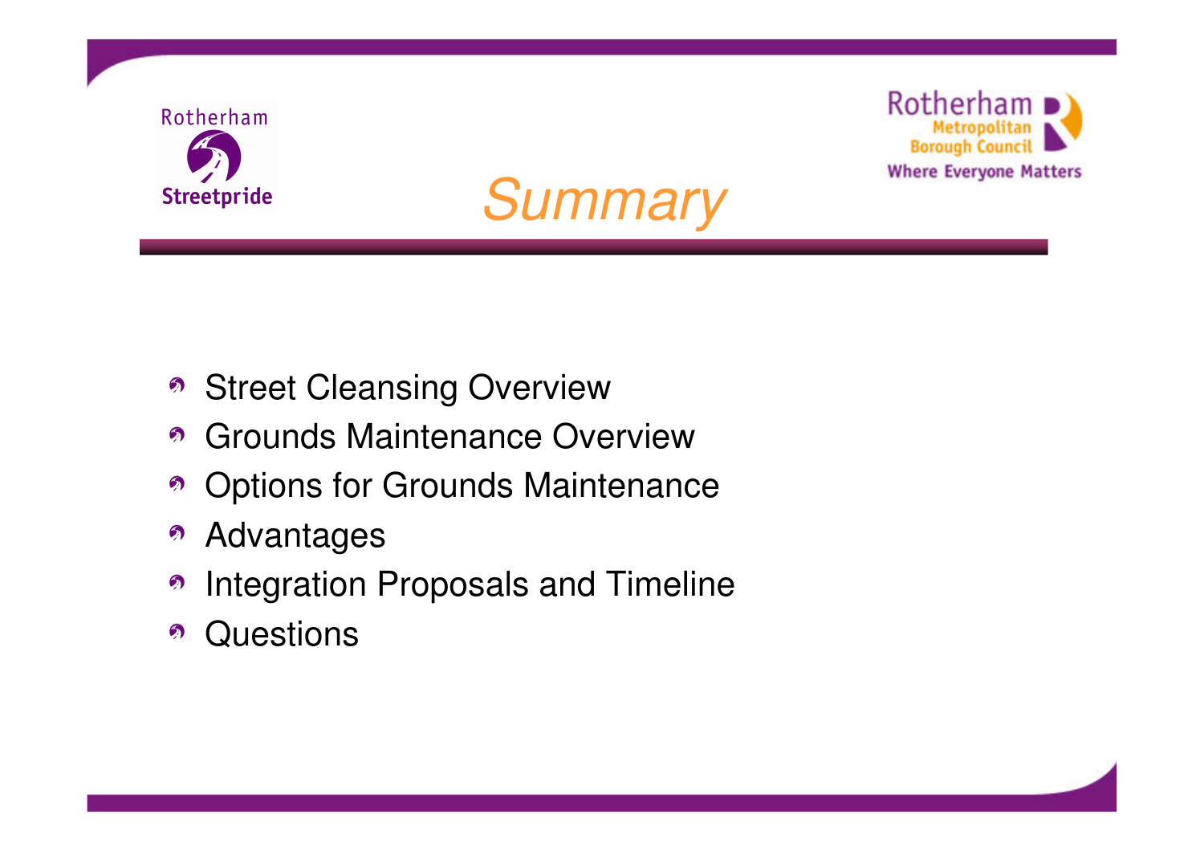# Summary

- Street Cleansing Overview
- Grounds Maintenance Overview
- Options for Grounds Maintenance
- Advantages
- Integration Proposals and Timeline
- Questions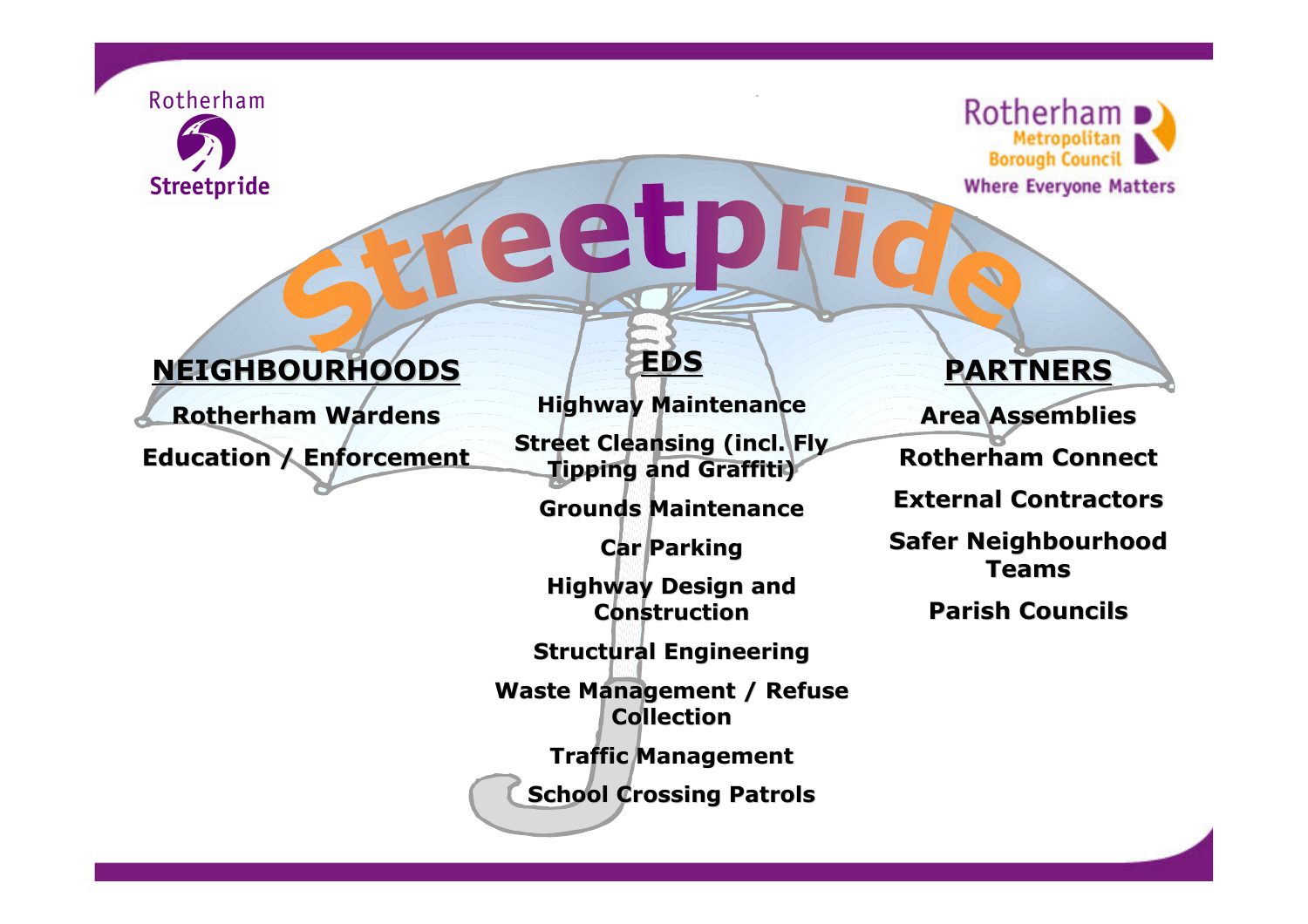# Streetpride

## NEIGHBOURHOODS

- Rotherham Wardens
- Education / Enforcement

## EDS

- Highway Maintenance
- Street Cleansing (incl. Fly Tipping and Graffiti)
- Grounds Maintenance
- Car Parking
- Highway Design and Construction
- Structural Engineering
- Waste Management / Refuse Collection
- Traffic Management
- School Crossing Patrols

## PARTNERS

- Area Assemblies
- Rotherham Connect
- External Contractors
- Safer Neighbourhood Teams
- Parish Councils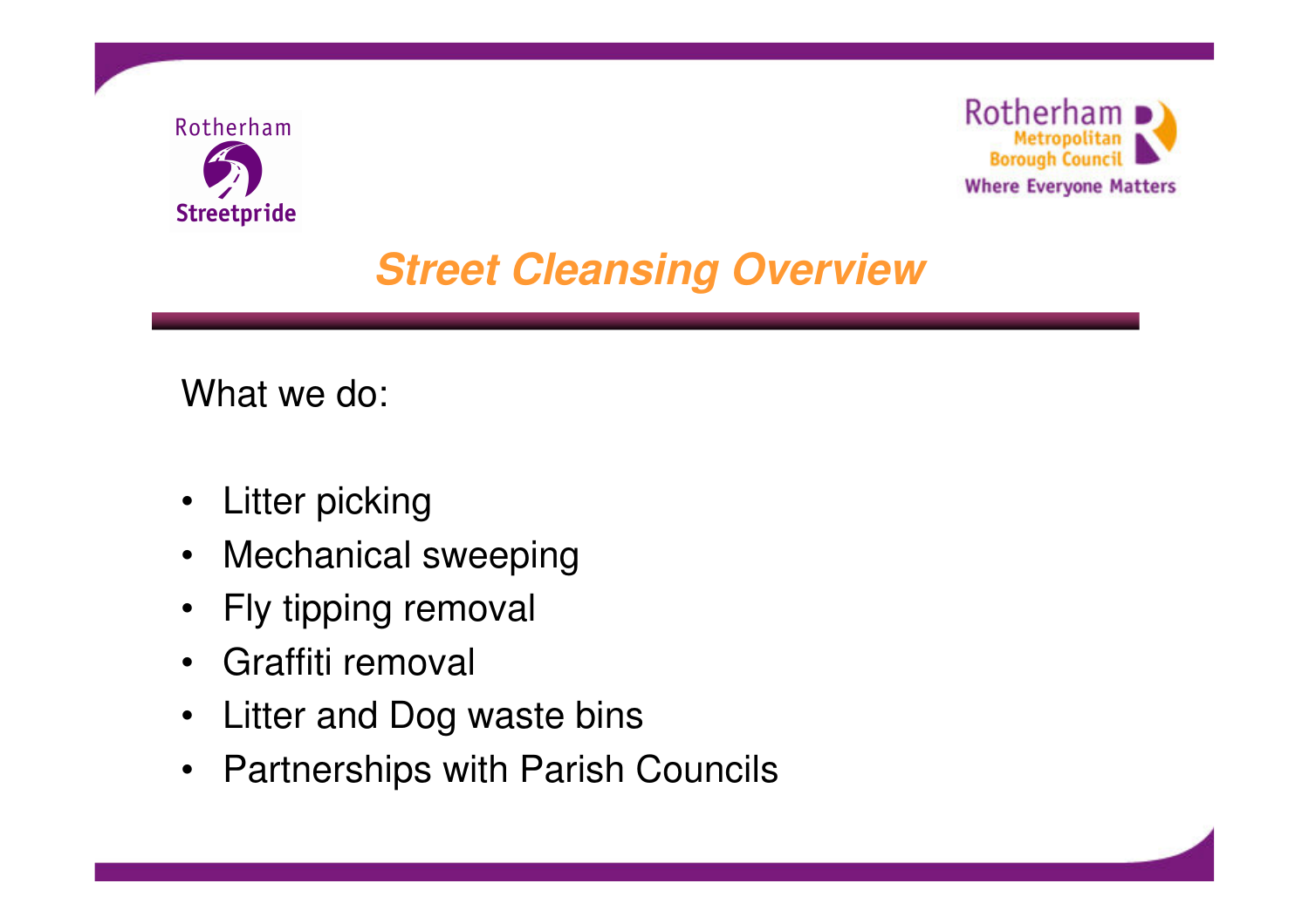# Street Cleansing Overview

What we do:

- Litter picking
- Mechanical sweeping
- Fly tipping removal
- Graffiti removal
- Litter and Dog waste bins
- Partnerships with Parish Councils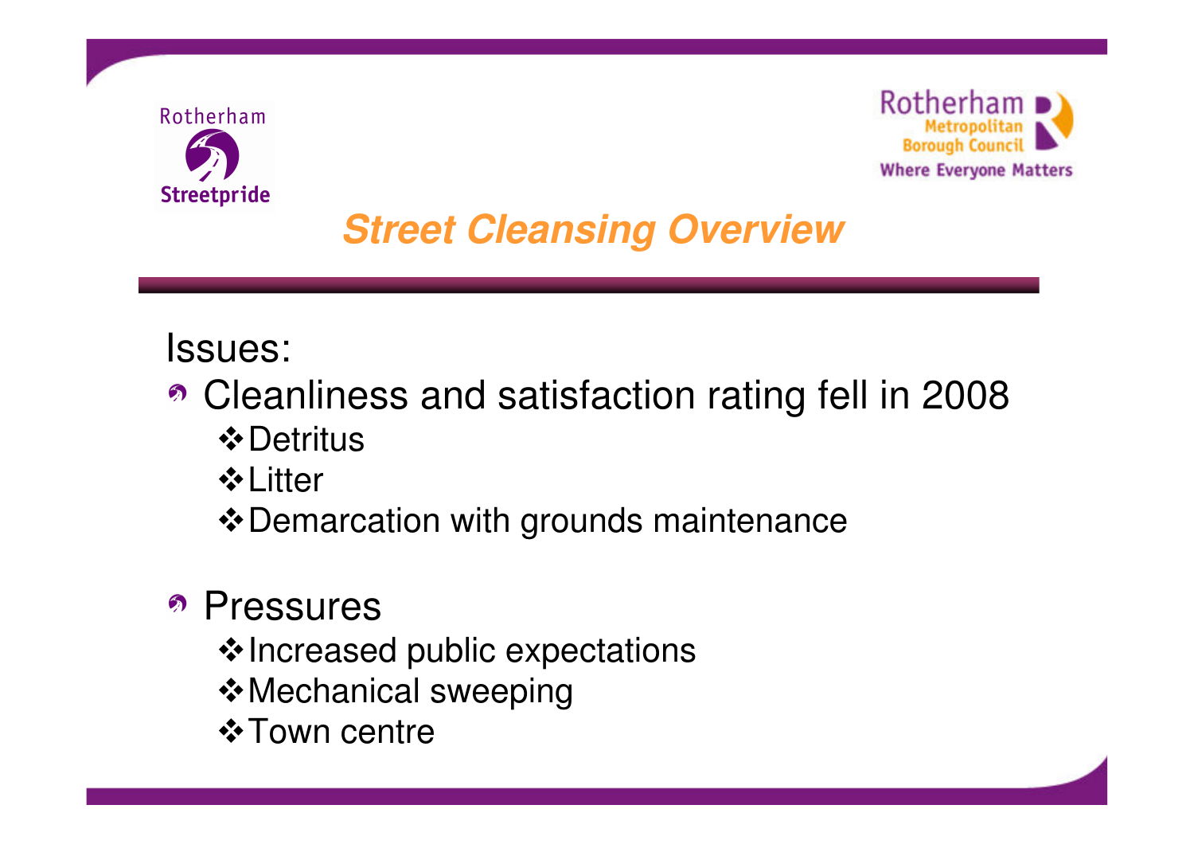# Street Cleansing Overview

Issues:

- Cleanliness and satisfaction rating fell in 2008
  - Detritus
  - Litter
  - Demarcation with grounds maintenance

- Pressures
  - Increased public expectations
  - Mechanical sweeping
  - Town centre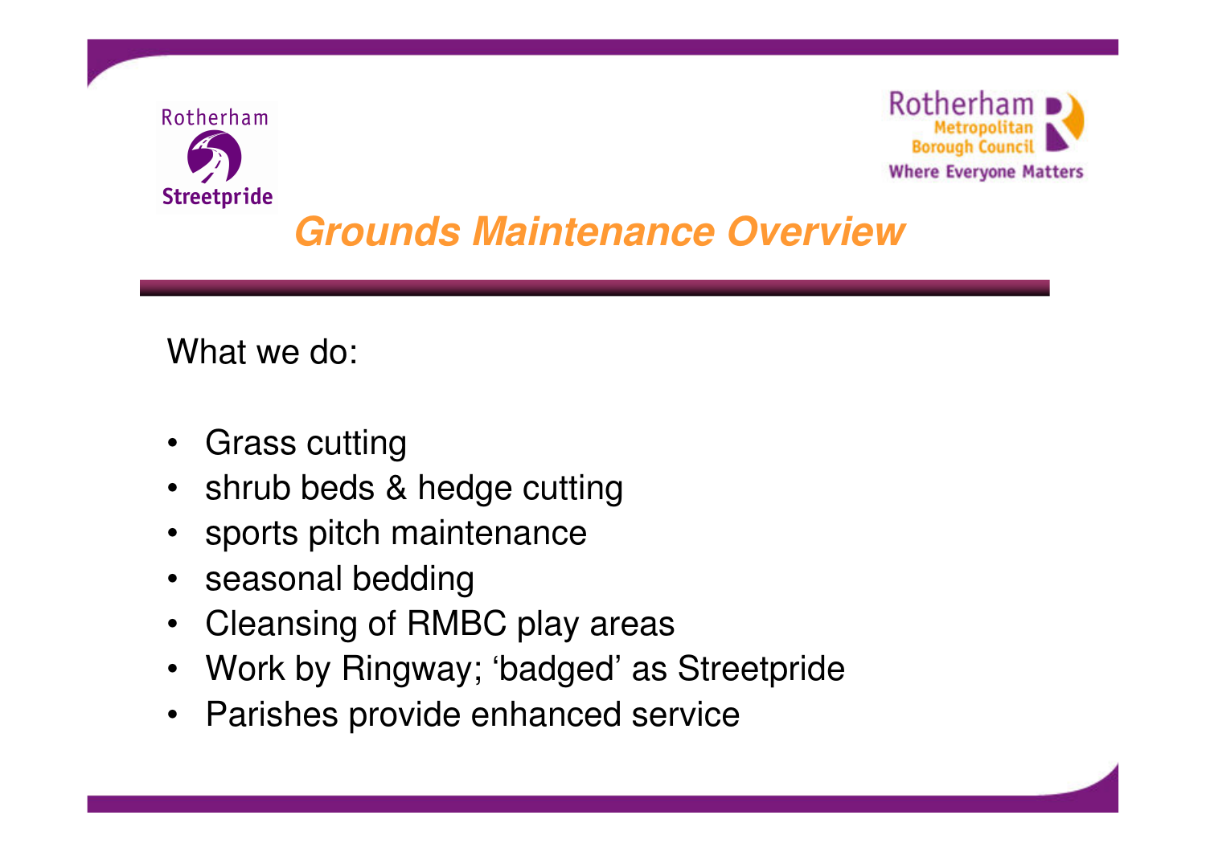# Grounds Maintenance Overview

What we do:

- Grass cutting
- shrub beds & hedge cutting
- sports pitch maintenance
- seasonal bedding
- Cleansing of RMBC play areas
- Work by Ringway; 'badged' as Streetpride
- Parishes provide enhanced service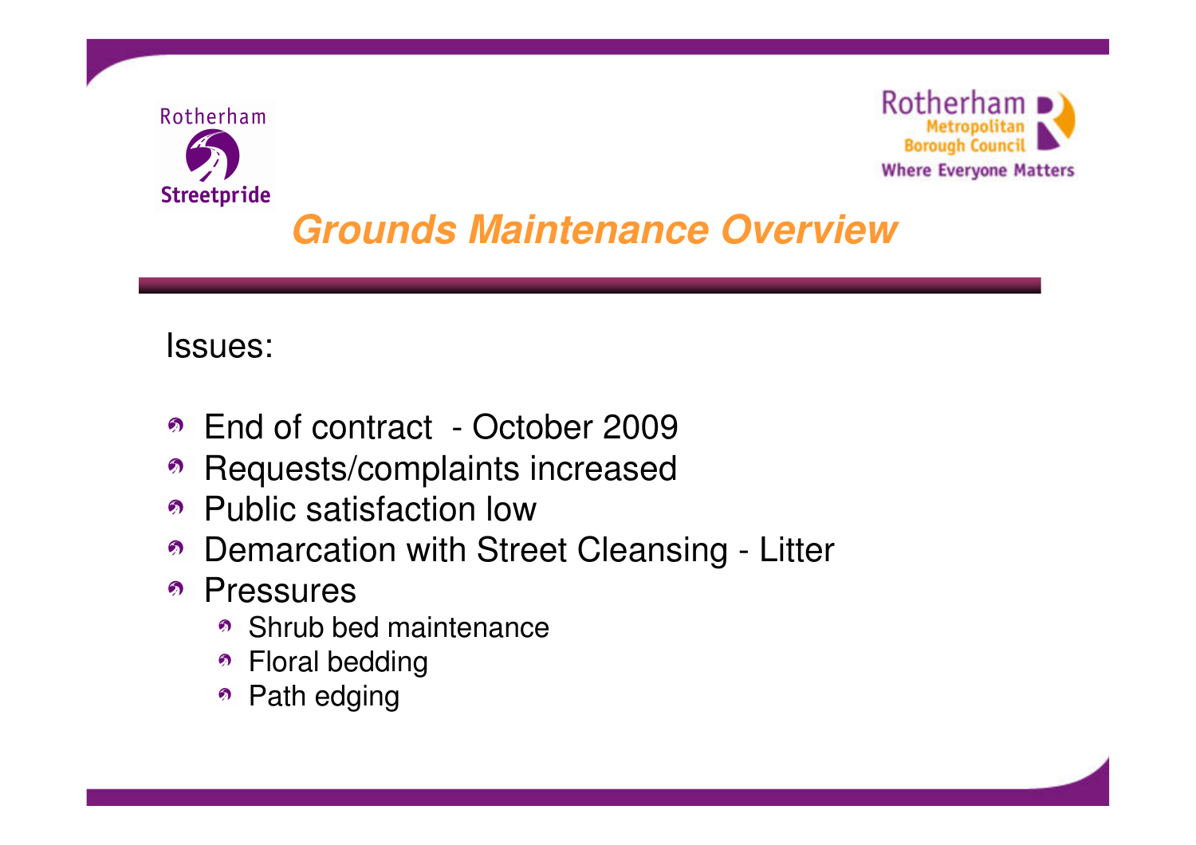# Grounds Maintenance Overview

Issues:

- End of contract - October 2009
- Requests/complaints increased
- Public satisfaction low
- Demarcation with Street Cleansing - Litter
- Pressures
  - Shrub bed maintenance
  - Floral bedding
  - Path edging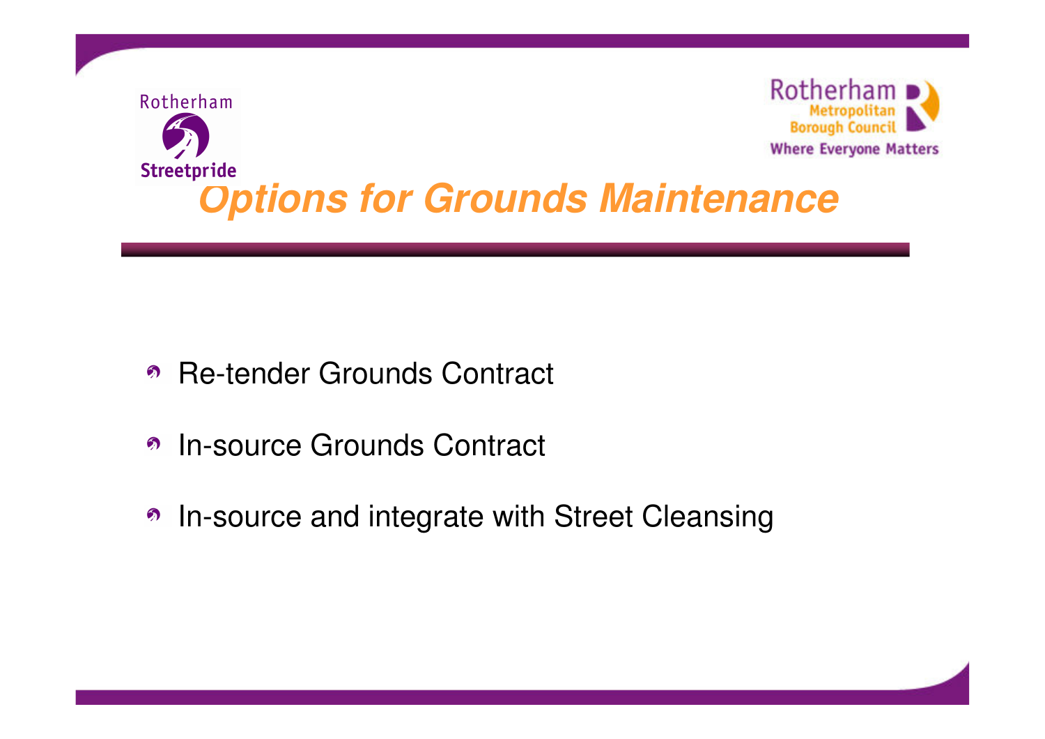# Options for Grounds Maintenance

- Re-tender Grounds Contract
- In-source Grounds Contract
- In-source and integrate with Street Cleansing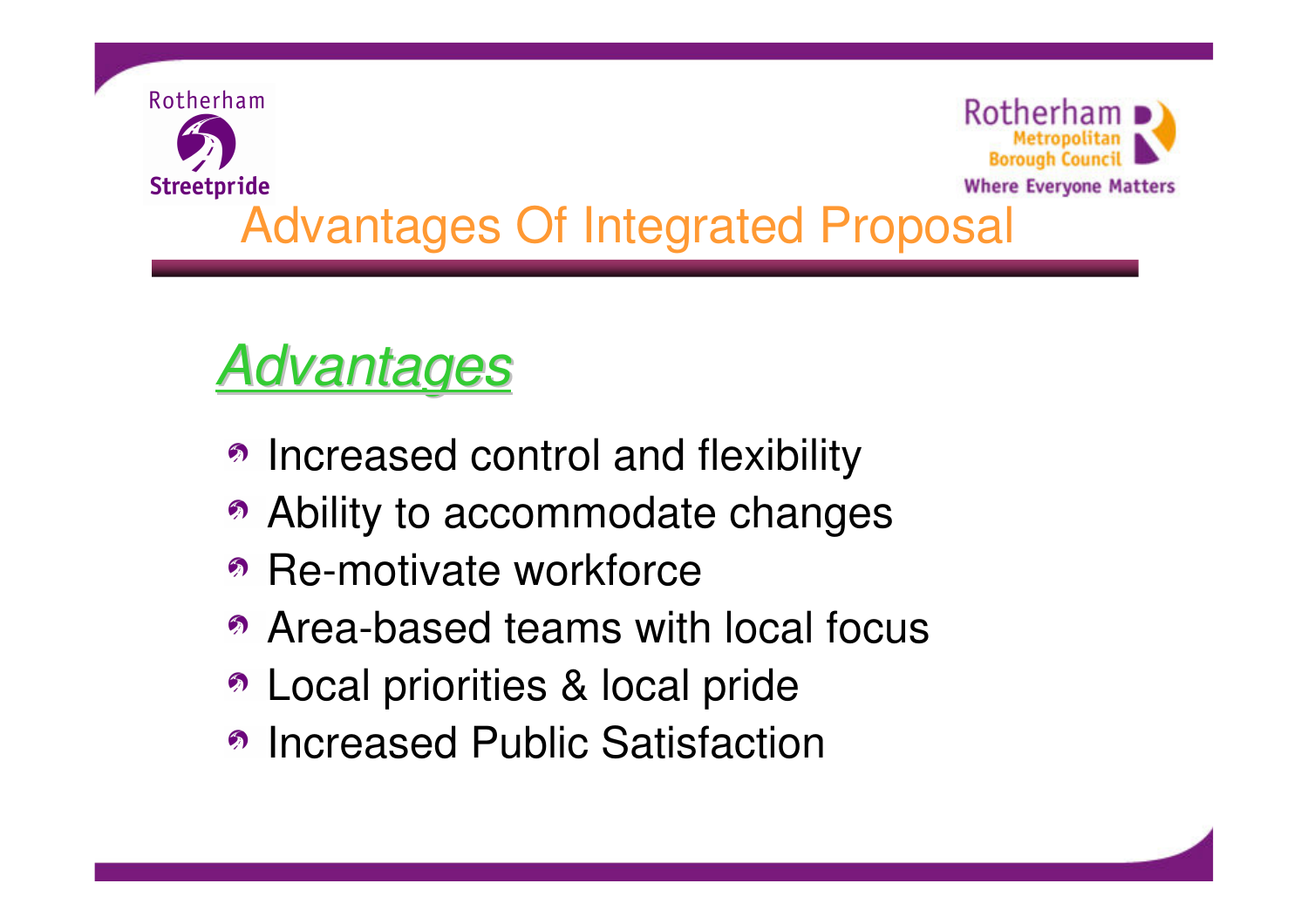# Advantages Of Integrated Proposal

## *Advantages*

- Increased control and flexibility
- Ability to accommodate changes
- Re-motivate workforce
- Area-based teams with local focus
- Local priorities & local pride
- Increased Public Satisfaction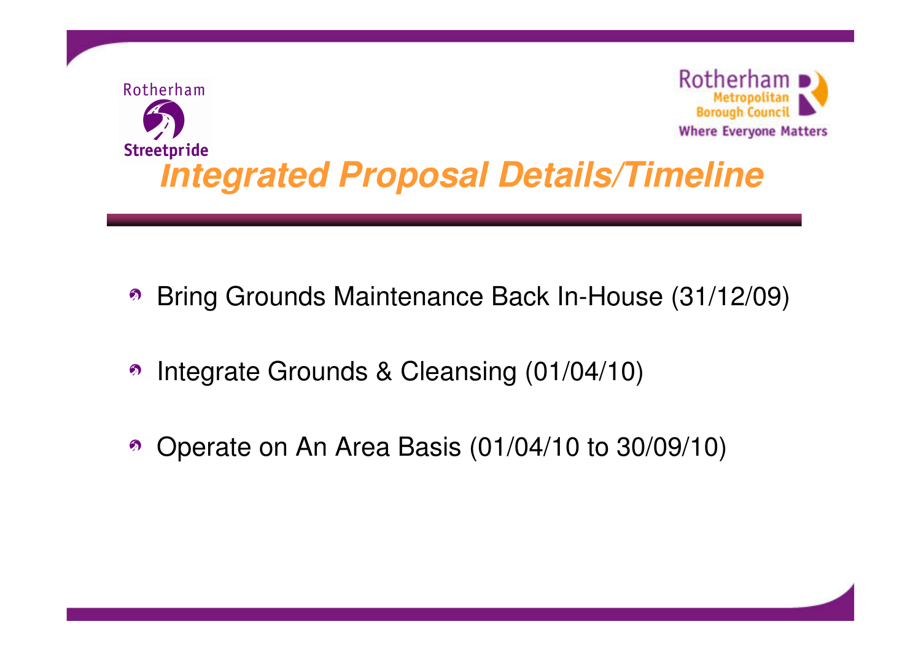Rotherham Streetpride

Rotherham Metropolitan Borough Council
Where Everyone Matters

# *Integrated Proposal Details/Timeline*

- Bring Grounds Maintenance Back In-House (31/12/09)
- Integrate Grounds & Cleansing (01/04/10)
- Operate on An Area Basis (01/04/10 to 30/09/10)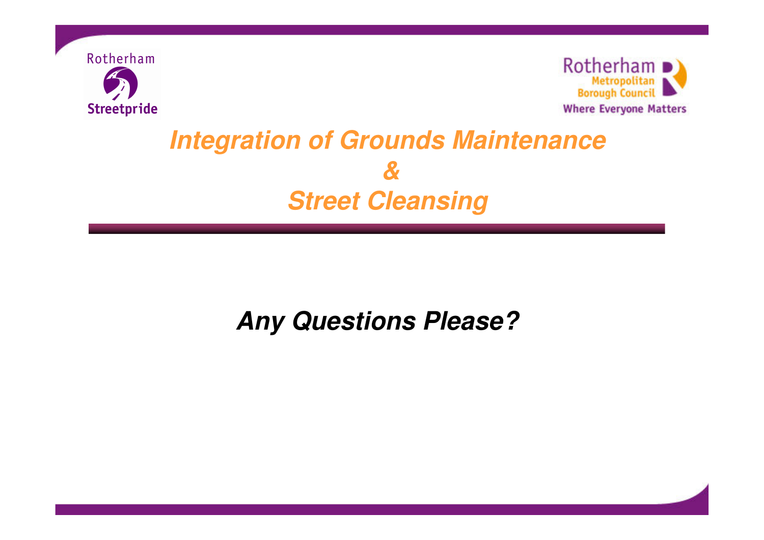Rotherham Streetpride

Rotherham Metropolitan Borough Council

Where Everyone Matters

# *Integration of Grounds Maintenance & Street Cleansing*

***Any Questions Please?***